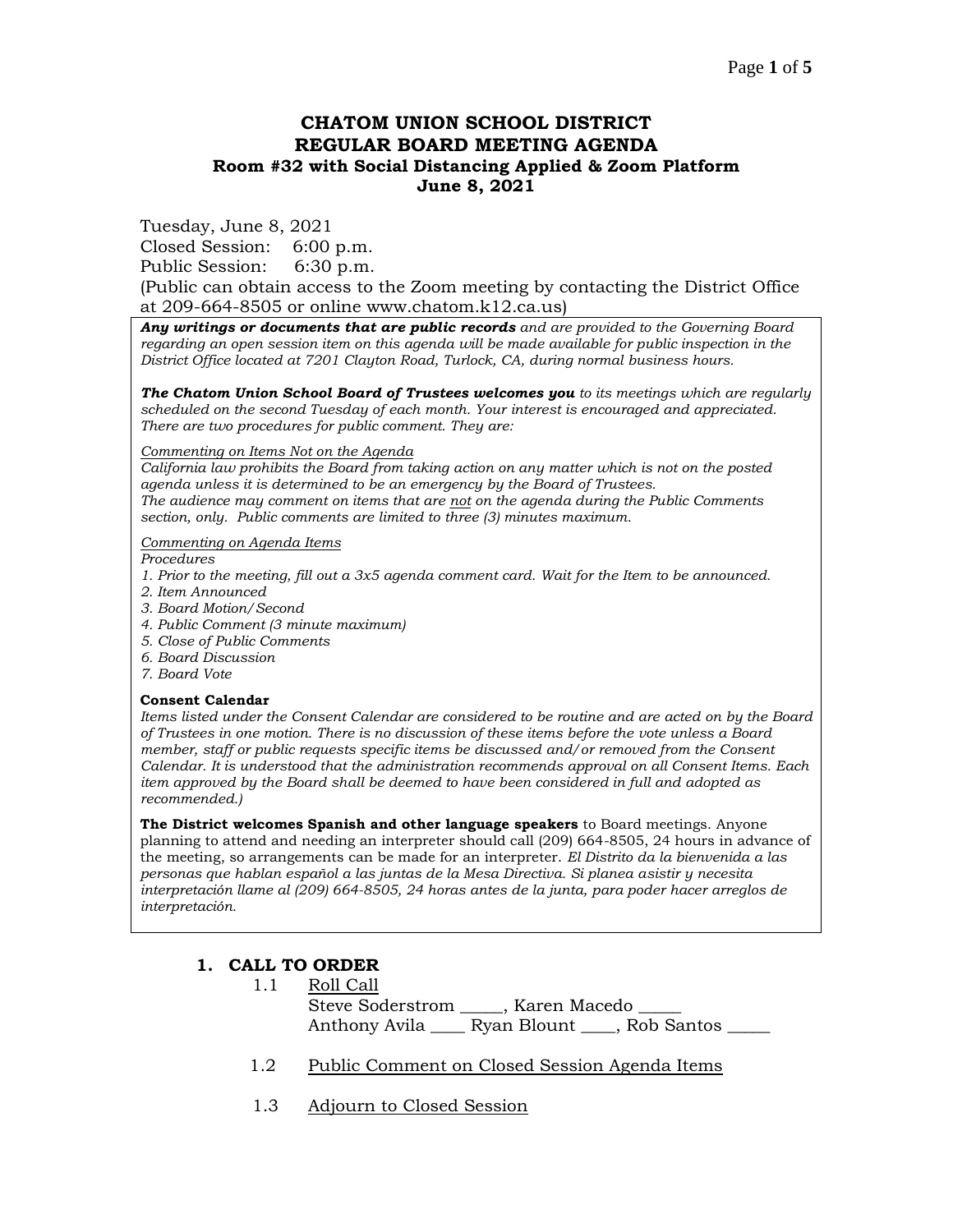# CHATOM UNION SCHOOL DISTRICT
## REGULAR BOARD MEETING AGENDA
### Room #32 with Social Distancing Applied & Zoom Platform
### June 8, 2021

Tuesday, June 8, 2021
Closed Session: 6:00 p.m.
Public Session: 6:30 p.m.
(Public can obtain access to the Zoom meeting by contacting the District Office at 209-664-8505 or online www.chatom.k12.ca.us)

***Any writings or documents that are public records*** *and are provided to the Governing Board regarding an open session item on this agenda will be made available for public inspection in the District Office located at 7201 Clayton Road, Turlock, CA, during normal business hours.*

***The Chatom Union School Board of Trustees welcomes you*** *to its meetings which are regularly scheduled on the second Tuesday of each month. Your interest is encouraged and appreciated. There are two procedures for public comment. They are:*

*Commenting on Items Not on the Agenda*
*California law prohibits the Board from taking action on any matter which is not on the posted agenda unless it is determined to be an emergency by the Board of Trustees.*
*The audience may comment on items that are not on the agenda during the Public Comments section, only. Public comments are limited to three (3) minutes maximum.*

*Commenting on Agenda Items*
*Procedures*
*1. Prior to the meeting, fill out a 3x5 agenda comment card. Wait for the Item to be announced.*
*2. Item Announced*
*3. Board Motion/Second*
*4. Public Comment (3 minute maximum)*
*5. Close of Public Comments*
*6. Board Discussion*
*7. Board Vote*

**Consent Calendar**
*Items listed under the Consent Calendar are considered to be routine and are acted on by the Board of Trustees in one motion. There is no discussion of these items before the vote unless a Board member, staff or public requests specific items be discussed and/or removed from the Consent Calendar. It is understood that the administration recommends approval on all Consent Items. Each item approved by the Board shall be deemed to have been considered in full and adopted as recommended.)*

**The District welcomes Spanish and other language speakers** to Board meetings. Anyone planning to attend and needing an interpreter should call (209) 664-8505, 24 hours in advance of the meeting, so arrangements can be made for an interpreter. *El Distrito da la bienvenida a las personas que hablan español a las juntas de la Mesa Directiva. Si planea asistir y necesita interpretación llame al (209) 664-8505, 24 horas antes de la junta, para poder hacer arreglos de interpretación.*

## 1. CALL TO ORDER

1.1 Roll Call
Steve Soderstrom _____, Karen Macedo _____
Anthony Avila ____ Ryan Blount ____, Rob Santos _____

1.2 Public Comment on Closed Session Agenda Items

1.3 Adjourn to Closed Session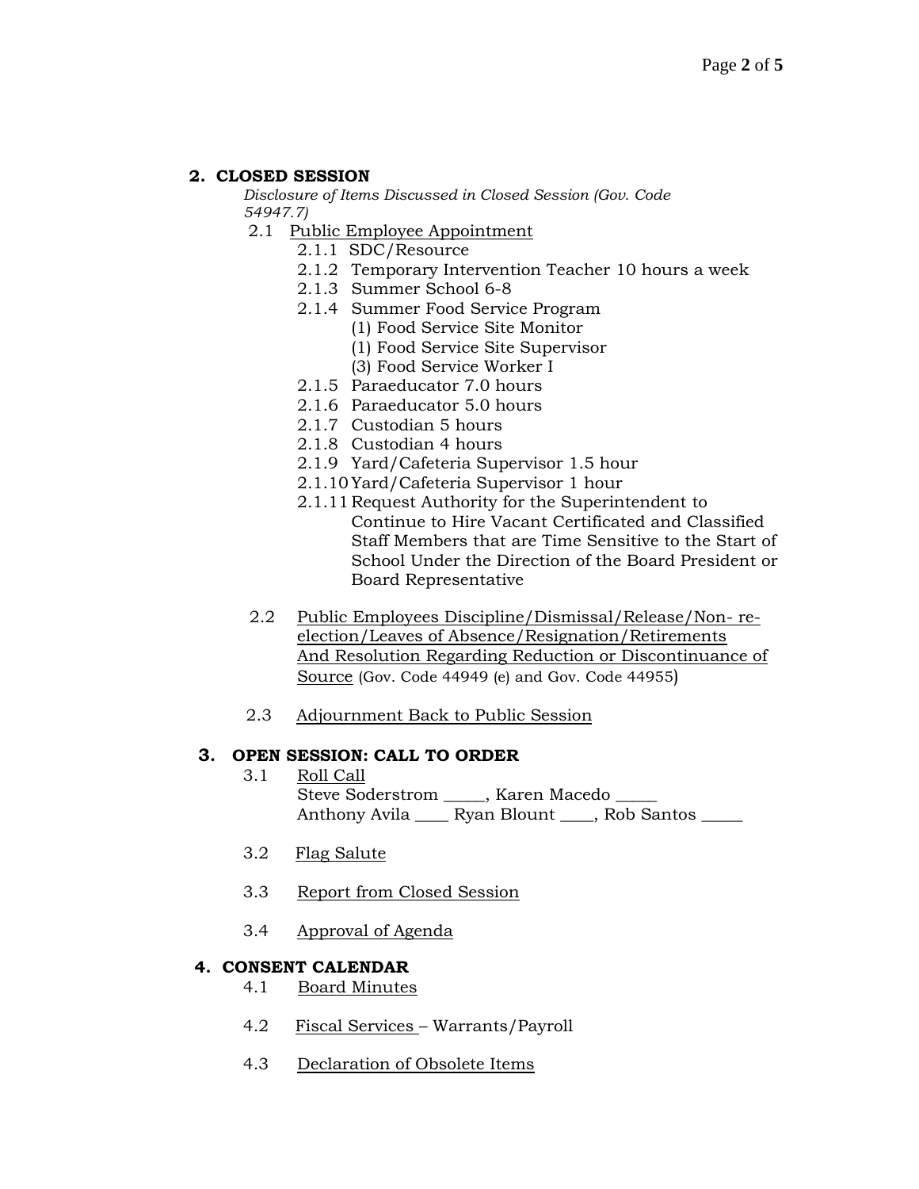## 2. CLOSED SESSION

*Disclosure of Items Discussed in Closed Session (Gov. Code 54947.7)*

- 2.1 Public Employee Appointment
  - 2.1.1 SDC/Resource
  - 2.1.2 Temporary Intervention Teacher 10 hours a week
  - 2.1.3 Summer School 6-8
  - 2.1.4 Summer Food Service Program
    - (1) Food Service Site Monitor
    - (1) Food Service Site Supervisor
    - (3) Food Service Worker I
  - 2.1.5 Paraeducator 7.0 hours
  - 2.1.6 Paraeducator 5.0 hours
  - 2.1.7 Custodian 5 hours
  - 2.1.8 Custodian 4 hours
  - 2.1.9 Yard/Cafeteria Supervisor 1.5 hour
  - 2.1.10 Yard/Cafeteria Supervisor 1 hour
  - 2.1.11 Request Authority for the Superintendent to Continue to Hire Vacant Certificated and Classified Staff Members that are Time Sensitive to the Start of School Under the Direction of the Board President or Board Representative

- 2.2 Public Employees Discipline/Dismissal/Release/Non- re-election/Leaves of Absence/Resignation/Retirements And Resolution Regarding Reduction or Discontinuance of Source (Gov. Code 44949 (e) and Gov. Code 44955)

- 2.3 Adjournment Back to Public Session

## 3. OPEN SESSION: CALL TO ORDER

- 3.1 Roll Call
  
  Steve Soderstrom _____, Karen Macedo _____
  
  Anthony Avila ____ Ryan Blount ____, Rob Santos _____

- 3.2 Flag Salute

- 3.3 Report from Closed Session

- 3.4 Approval of Agenda

## 4. CONSENT CALENDAR

- 4.1 Board Minutes

- 4.2 Fiscal Services – Warrants/Payroll

- 4.3 Declaration of Obsolete Items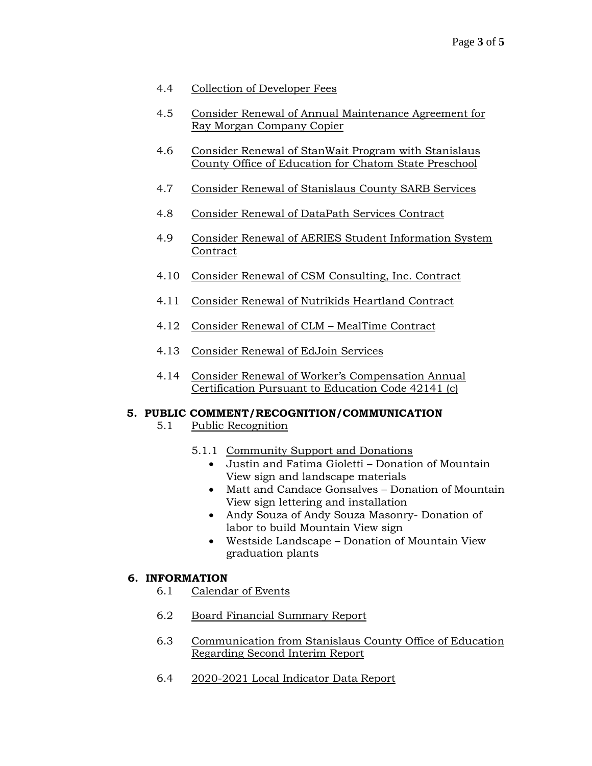4.4 Collection of Developer Fees

4.5 Consider Renewal of Annual Maintenance Agreement for Ray Morgan Company Copier

4.6 Consider Renewal of StanWait Program with Stanislaus County Office of Education for Chatom State Preschool

4.7 Consider Renewal of Stanislaus County SARB Services

4.8 Consider Renewal of DataPath Services Contract

4.9 Consider Renewal of AERIES Student Information System Contract

4.10 Consider Renewal of CSM Consulting, Inc. Contract

4.11 Consider Renewal of Nutrikids Heartland Contract

4.12 Consider Renewal of CLM – MealTime Contract

4.13 Consider Renewal of EdJoin Services

4.14 Consider Renewal of Worker's Compensation Annual Certification Pursuant to Education Code 42141 (c)

## 5. PUBLIC COMMENT/RECOGNITION/COMMUNICATION

5.1 Public Recognition

5.1.1 Community Support and Donations

- Justin and Fatima Gioletti – Donation of Mountain View sign and landscape materials
- Matt and Candace Gonsalves – Donation of Mountain View sign lettering and installation
- Andy Souza of Andy Souza Masonry- Donation of labor to build Mountain View sign
- Westside Landscape – Donation of Mountain View graduation plants

## 6. INFORMATION

6.1 Calendar of Events

6.2 Board Financial Summary Report

6.3 Communication from Stanislaus County Office of Education Regarding Second Interim Report

6.4 2020-2021 Local Indicator Data Report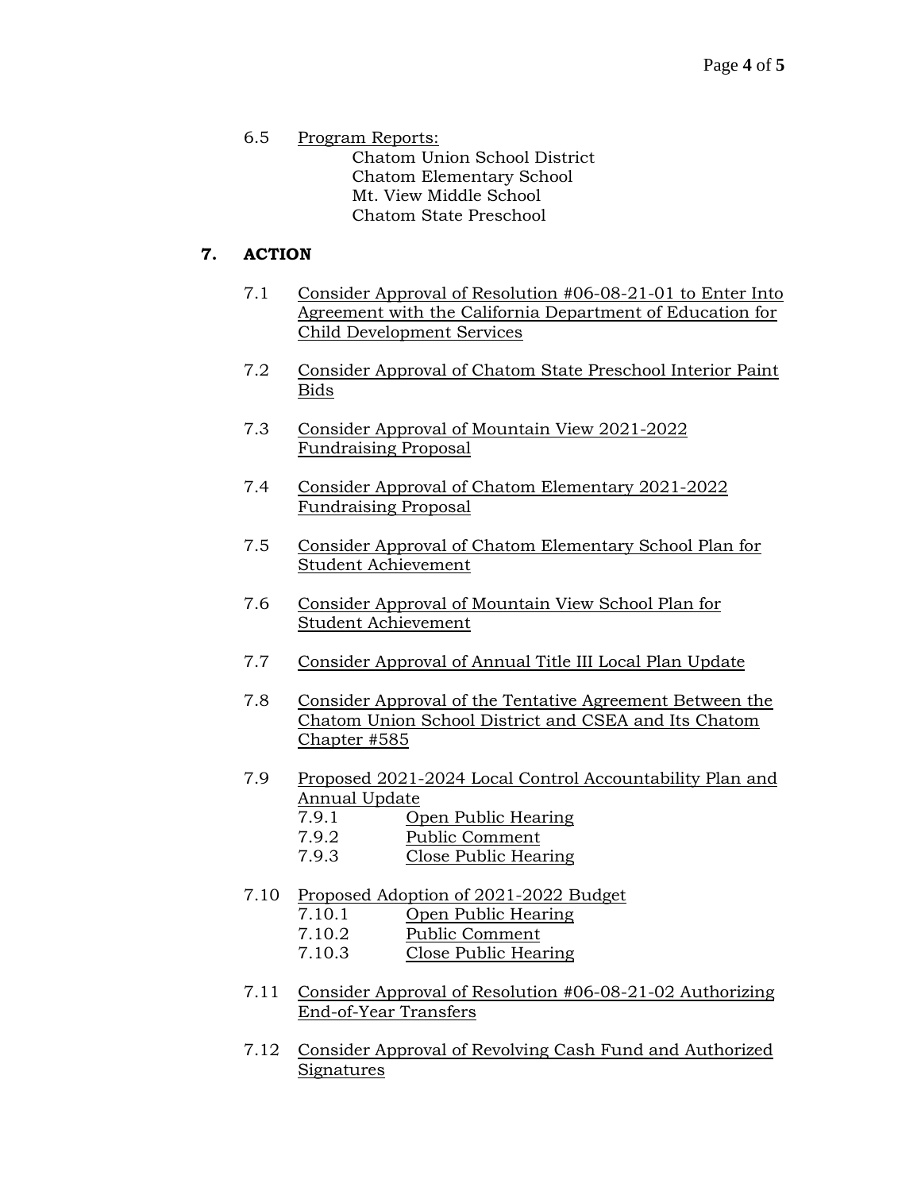6.5 Program Reports:
  - Chatom Union School District
  - Chatom Elementary School
  - Mt. View Middle School
  - Chatom State Preschool

## 7. ACTION

7.1 Consider Approval of Resolution #06-08-21-01 to Enter Into Agreement with the California Department of Education for Child Development Services

7.2 Consider Approval of Chatom State Preschool Interior Paint Bids

7.3 Consider Approval of Mountain View 2021-2022 Fundraising Proposal

7.4 Consider Approval of Chatom Elementary 2021-2022 Fundraising Proposal

7.5 Consider Approval of Chatom Elementary School Plan for Student Achievement

7.6 Consider Approval of Mountain View School Plan for Student Achievement

7.7 Consider Approval of Annual Title III Local Plan Update

7.8 Consider Approval of the Tentative Agreement Between the Chatom Union School District and CSEA and Its Chatom Chapter #585

7.9 Proposed 2021-2024 Local Control Accountability Plan and Annual Update
  - 7.9.1 Open Public Hearing
  - 7.9.2 Public Comment
  - 7.9.3 Close Public Hearing

7.10 Proposed Adoption of 2021-2022 Budget
  - 7.10.1 Open Public Hearing
  - 7.10.2 Public Comment
  - 7.10.3 Close Public Hearing

7.11 Consider Approval of Resolution #06-08-21-02 Authorizing End-of-Year Transfers

7.12 Consider Approval of Revolving Cash Fund and Authorized Signatures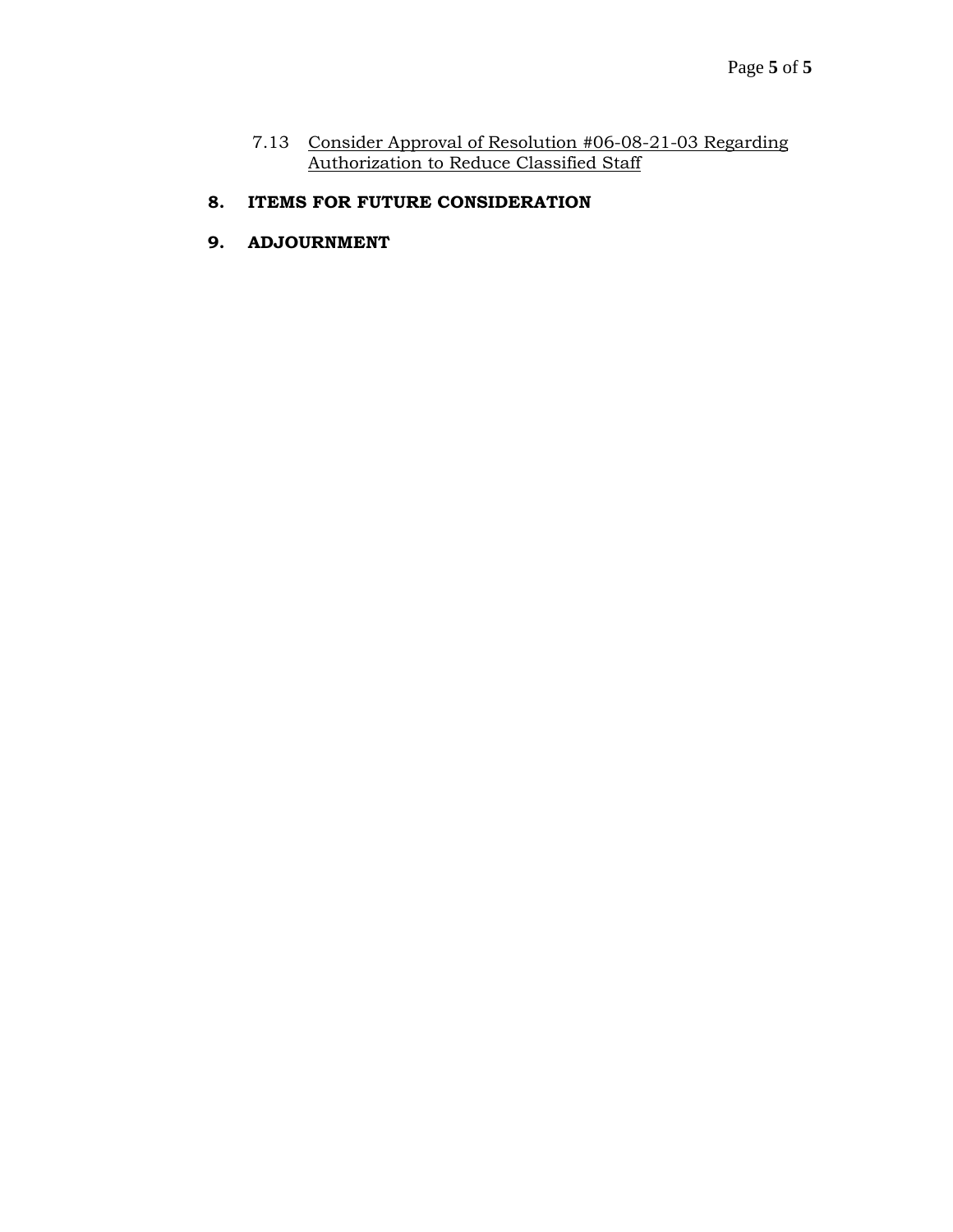7.13 <u>Consider Approval of Resolution #06-08-21-03 Regarding Authorization to Reduce Classified Staff</u>

**8. ITEMS FOR FUTURE CONSIDERATION**

**9. ADJOURNMENT**